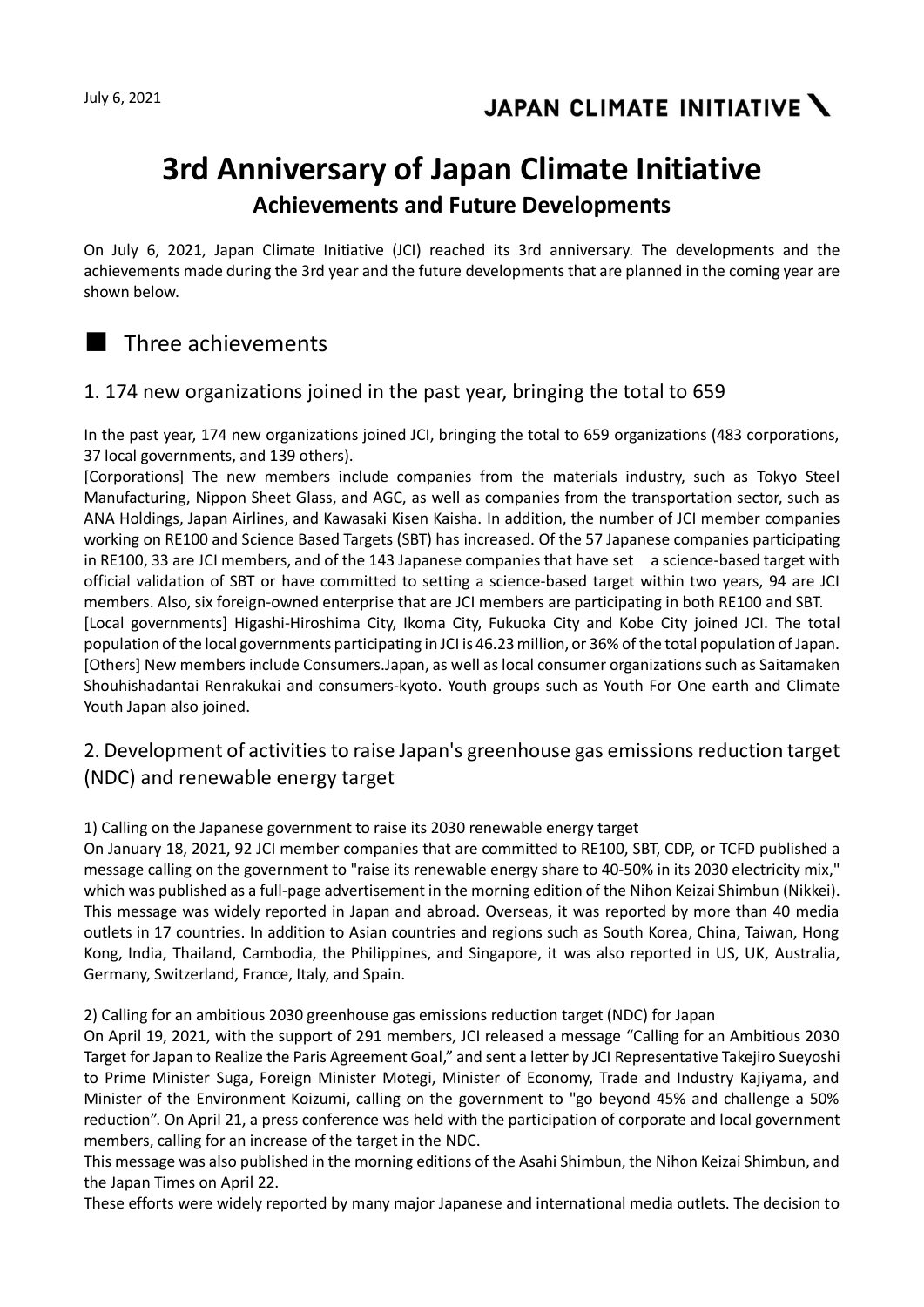July 6, 2021

JAPAN CLIMATE INITIATIVE

# 3rd Anniversary of Japan Climate Initiative

## Achievements and Future Developments

On July 6, 2021, Japan Climate Initiative (JCI) reached its 3rd anniversary. The developments and the achievements made during the 3rd year and the future developments that are planned in the coming year are shown below.

## ■ Three achievements

### 1. 174 new organizations joined in the past year, bringing the total to 659

In the past year, 174 new organizations joined JCI, bringing the total to 659 organizations (483 corporations, 37 local governments, and 139 others).

[Corporations] The new members include companies from the materials industry, such as Tokyo Steel Manufacturing, Nippon Sheet Glass, and AGC, as well as companies from the transportation sector, such as ANA Holdings, Japan Airlines, and Kawasaki Kisen Kaisha. In addition, the number of JCI member companies working on RE100 and Science Based Targets (SBT) has increased. Of the 57 Japanese companies participating in RE100, 33 are JCI members, and of the 143 Japanese companies that have set a science-based target with official validation of SBT or have committed to setting a science-based target within two years, 94 are JCI members. Also, six foreign-owned enterprise that are JCI members are participating in both RE100 and SBT.

[Local governments] Higashi-Hiroshima City, Ikoma City, Fukuoka City and Kobe City joined JCI. The total population of the local governments participating in JCI is 46.23 million, or 36% of the total population of Japan.

[Others] New members include Consumers.Japan, as well as local consumer organizations such as Saitamaken Shouhishadantai Renrakukai and consumers-kyoto. Youth groups such as Youth For One earth and Climate Youth Japan also joined.

### 2. Development of activities to raise Japan's greenhouse gas emissions reduction target (NDC) and renewable energy target

1) Calling on the Japanese government to raise its 2030 renewable energy target

On January 18, 2021, 92 JCI member companies that are committed to RE100, SBT, CDP, or TCFD published a message calling on the government to "raise its renewable energy share to 40-50% in its 2030 electricity mix," which was published as a full-page advertisement in the morning edition of the Nihon Keizai Shimbun (Nikkei). This message was widely reported in Japan and abroad. Overseas, it was reported by more than 40 media outlets in 17 countries. In addition to Asian countries and regions such as South Korea, China, Taiwan, Hong Kong, India, Thailand, Cambodia, the Philippines, and Singapore, it was also reported in US, UK, Australia, Germany, Switzerland, France, Italy, and Spain.

2) Calling for an ambitious 2030 greenhouse gas emissions reduction target (NDC) for Japan

On April 19, 2021, with the support of 291 members, JCI released a message “Calling for an Ambitious 2030 Target for Japan to Realize the Paris Agreement Goal,” and sent a letter by JCI Representative Takejiro Sueyoshi to Prime Minister Suga, Foreign Minister Motegi, Minister of Economy, Trade and Industry Kajiyama, and Minister of the Environment Koizumi, calling on the government to "go beyond 45% and challenge a 50% reduction”. On April 21, a press conference was held with the participation of corporate and local government members, calling for an increase of the target in the NDC.

This message was also published in the morning editions of the Asahi Shimbun, the Nihon Keizai Shimbun, and the Japan Times on April 22.

These efforts were widely reported by many major Japanese and international media outlets. The decision to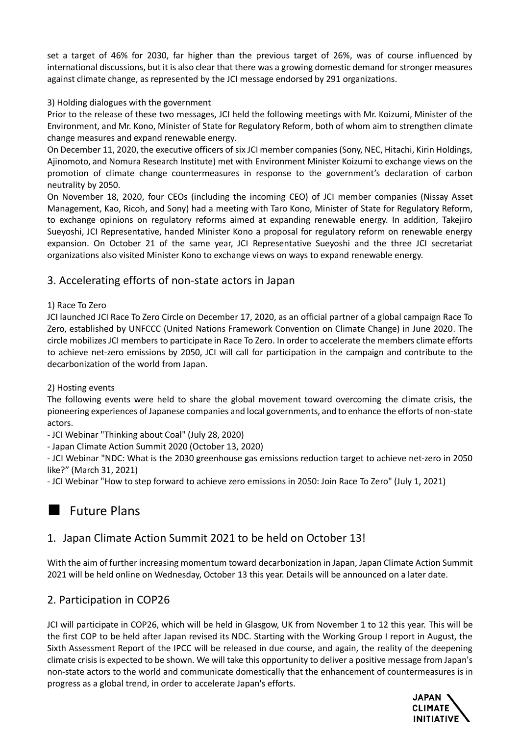set a target of 46% for 2030, far higher than the previous target of 26%, was of course influenced by international discussions, but it is also clear that there was a growing domestic demand for stronger measures against climate change, as represented by the JCI message endorsed by 291 organizations.

3) Holding dialogues with the government

Prior to the release of these two messages, JCI held the following meetings with Mr. Koizumi, Minister of the Environment, and Mr. Kono, Minister of State for Regulatory Reform, both of whom aim to strengthen climate change measures and expand renewable energy.

On December 11, 2020, the executive officers of six JCI member companies (Sony, NEC, Hitachi, Kirin Holdings, Ajinomoto, and Nomura Research Institute) met with Environment Minister Koizumi to exchange views on the promotion of climate change countermeasures in response to the government's declaration of carbon neutrality by 2050.

On November 18, 2020, four CEOs (including the incoming CEO) of JCI member companies (Nissay Asset Management, Kao, Ricoh, and Sony) had a meeting with Taro Kono, Minister of State for Regulatory Reform, to exchange opinions on regulatory reforms aimed at expanding renewable energy. In addition, Takejiro Sueyoshi, JCI Representative, handed Minister Kono a proposal for regulatory reform on renewable energy expansion. On October 21 of the same year, JCI Representative Sueyoshi and the three JCI secretariat organizations also visited Minister Kono to exchange views on ways to expand renewable energy.

## 3. Accelerating efforts of non-state actors in Japan

1) Race To Zero

JCI launched JCI Race To Zero Circle on December 17, 2020, as an official partner of a global campaign Race To Zero, established by UNFCCC (United Nations Framework Convention on Climate Change) in June 2020. The circle mobilizes JCI members to participate in Race To Zero. In order to accelerate the members climate efforts to achieve net-zero emissions by 2050, JCI will call for participation in the campaign and contribute to the decarbonization of the world from Japan.

2) Hosting events

The following events were held to share the global movement toward overcoming the climate crisis, the pioneering experiences of Japanese companies and local governments, and to enhance the efforts of non-state actors.

- JCI Webinar "Thinking about Coal" (July 28, 2020)
- Japan Climate Action Summit 2020 (October 13, 2020)
- JCI Webinar "NDC: What is the 2030 greenhouse gas emissions reduction target to achieve net-zero in 2050 like?" (March 31, 2021)
- JCI Webinar "How to step forward to achieve zero emissions in 2050: Join Race To Zero" (July 1, 2021)

# ■ Future Plans

## 1. Japan Climate Action Summit 2021 to be held on October 13!

With the aim of further increasing momentum toward decarbonization in Japan, Japan Climate Action Summit 2021 will be held online on Wednesday, October 13 this year. Details will be announced on a later date.

## 2. Participation in COP26

JCI will participate in COP26, which will be held in Glasgow, UK from November 1 to 12 this year. This will be the first COP to be held after Japan revised its NDC. Starting with the Working Group I report in August, the Sixth Assessment Report of the IPCC will be released in due course, and again, the reality of the deepening climate crisis is expected to be shown. We will take this opportunity to deliver a positive message from Japan's non-state actors to the world and communicate domestically that the enhancement of countermeasures is in progress as a global trend, in order to accelerate Japan's efforts.

JAPAN CLIMATE INITIATIVE